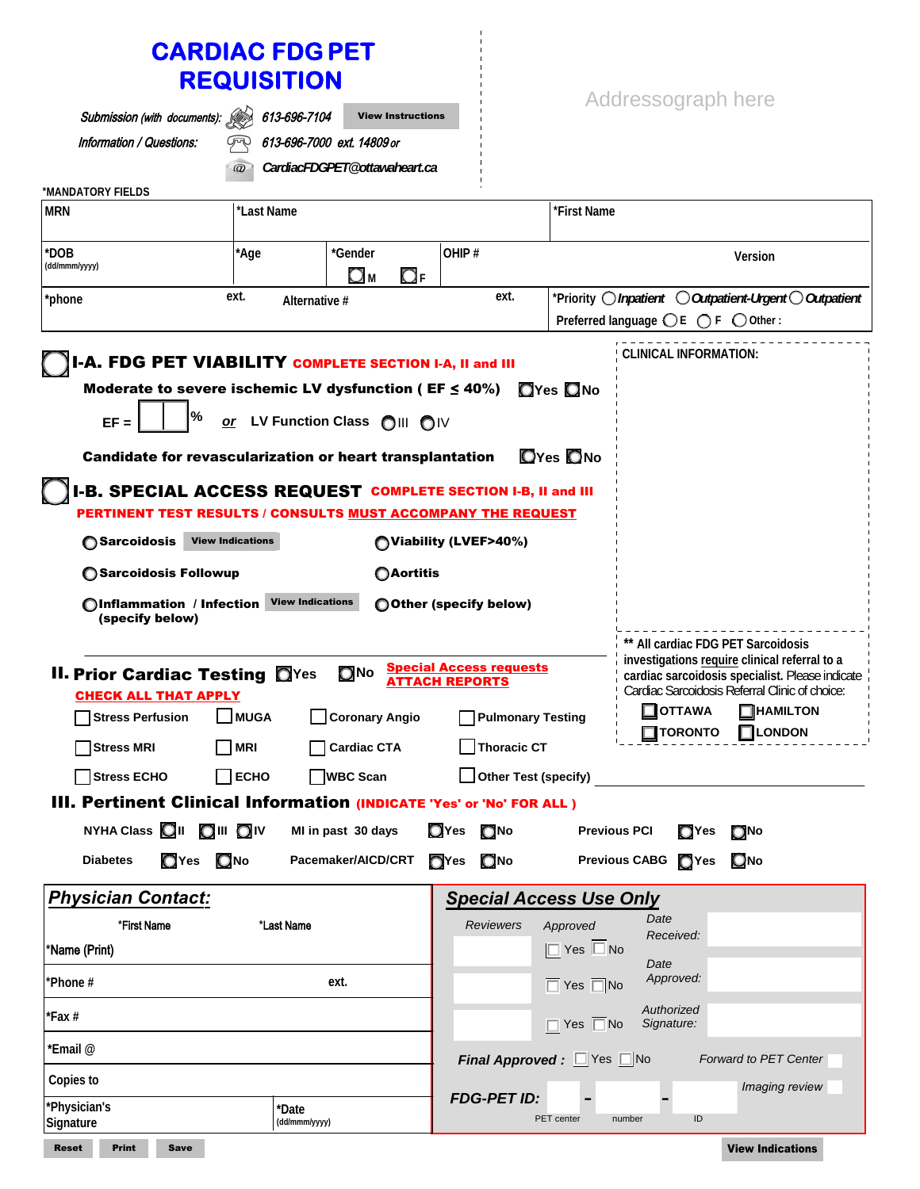# CARDIAC FDG PET REQUISITION

*Submission (with documents):* 613-696-7104 **View Instructions**

*Information / Questions:* 613-696-7000 ext. 14809 or

CardiacFDGPET@ottawaheart.ca

Addressograph here

*MANDATORY FIELDS

| MRN | *Last Name | | | *First Name | |
|---|---|---|---|---|---|
| *DOB (dd/mmm/yyyy) | *Age | *Gender ☐ M ☐ F | OHIP # | | Version |
| *phone | ext. | Alternative # | ext. | *Priority ○ *Inpatient* ○ *Outpatient-Urgent* ○ *Outpatient* Preferred language ○ E ○ F ○ Other : | |

## ○ I-A. FDG PET VIABILITY COMPLETE SECTION I-A, II and III

**Moderate to severe ischemic LV dysfunction ( EF ≤ 40%)** ☐ Yes ☐ No

EF = ____ % *or* LV Function Class ○ III ○ IV

**Candidate for revascularization or heart transplantation** ☐ Yes ☐ No

## ○ I-B. SPECIAL ACCESS REQUEST COMPLETE SECTION I-B, II and III

**PERTINENT TEST RESULTS / CONSULTS MUST ACCOMPANY THE REQUEST**

- ○ **Sarcoidosis** **View Indications**
- ○ **Viability (LVEF>40%)**
- ○ **Sarcoidosis Followup**
- ○ **Aortitis**
- ○ **Inflammation / Infection (specify below)** **View Indications**
- ○ **Other (specify below)**

**CLINICAL INFORMATION:**

** All cardiac FDG PET Sarcoidosis investigations require clinical referral to a cardiac sarcoidosis specialist. Please indicate Cardiac Sarcoidosis Referral Clinic of choice:

☐ OTTAWA ☐ HAMILTON ☐ TORONTO ☐ LONDON

## II. Prior Cardiac Testing ☐ Yes ☐ No

**Special Access requests ATTACH REPORTS**

**CHECK ALL THAT APPLY**

| | | | |
|---|---|---|---|
| ☐ Stress Perfusion | ☐ MUGA | ☐ Coronary Angio | ☐ Pulmonary Testing |
| ☐ Stress MRI | ☐ MRI | ☐ Cardiac CTA | ☐ Thoracic CT |
| ☐ Stress ECHO | ☐ ECHO | ☐ WBC Scan | ☐ Other Test (specify) ________ |

## III. Pertinent Clinical Information (INDICATE 'Yes' or 'No' FOR ALL )

| | | | | | |
|---|---|---|---|---|---|
| NYHA Class | ☐ II ☐ III ☐ IV | MI in past 30 days | ☐ Yes ☐ No | Previous PCI | ☐ Yes ☐ No |
| Diabetes | ☐ Yes ☐ No | Pacemaker/AICD/CRT | ☐ Yes ☐ No | Previous CABG | ☐ Yes ☐ No |

### *Physician Contact:*

| | *First Name | *Last Name |
|---|---|---|
| *Name (Print) | | |
| *Phone # | | ext. |
| *Fax # | | |
| *Email @ | | |
| Copies to | | |
| *Physician's Signature | | *Date (dd/mmm/yyyy) |

### *Special Access Use Only*

| *Reviewers* | *Approved* | |
|---|---|---|
| | ☐ Yes ☐ No | *Date Received:* |
| | ☐ Yes ☐ No | *Date Approved:* |
| | ☐ Yes ☐ No | *Authorized Signature:* |

***Final Approved :*** ☐ Yes ☐ No *Forward to PET Center* ☐

*Imaging review* ☐

***FDG-PET ID:*** ____ - ____ - ____
PET center number ID

Reset | Print | Save | **View Indications**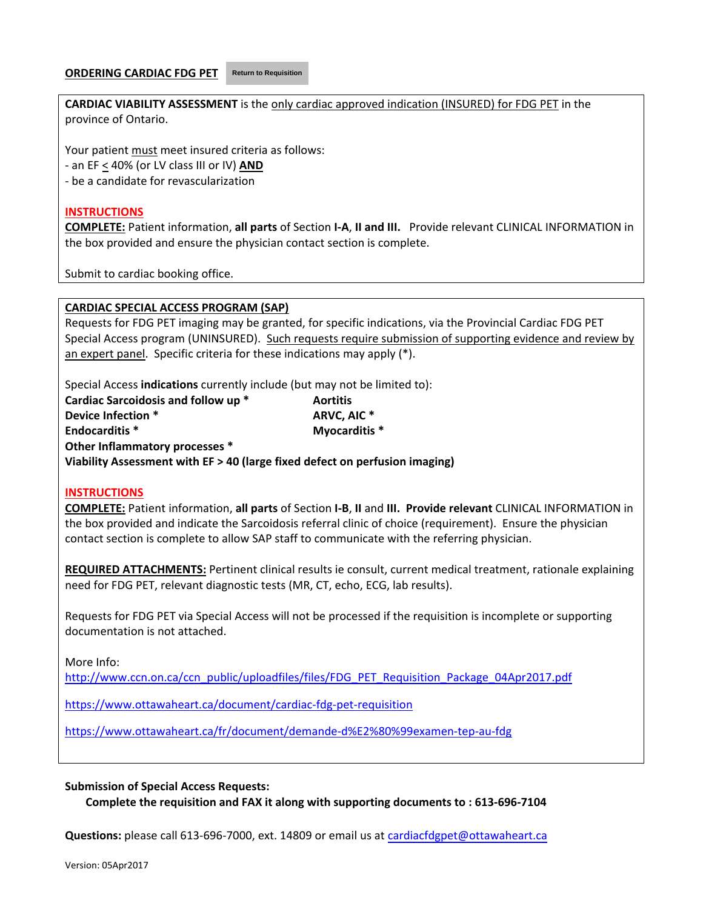## ORDERING CARDIAC FDG PET

Return to Requisition

**CARDIAC VIABILITY ASSESSMENT** is the only cardiac approved indication (INSURED) for FDG PET in the province of Ontario.

Your patient must meet insured criteria as follows:

- an EF < 40% (or LV class III or IV) **AND**
- be a candidate for revascularization

**INSTRUCTIONS**

**COMPLETE:** Patient information, **all parts** of Section **I-A**, **II and III.** Provide relevant CLINICAL INFORMATION in the box provided and ensure the physician contact section is complete.

Submit to cardiac booking office.

**CARDIAC SPECIAL ACCESS PROGRAM (SAP)**

Requests for FDG PET imaging may be granted, for specific indications, via the Provincial Cardiac FDG PET Special Access program (UNINSURED). Such requests require submission of supporting evidence and review by an expert panel. Specific criteria for these indications may apply (*).

Special Access **indications** currently include (but may not be limited to):

**Cardiac Sarcoidosis and follow up ***
**Device Infection ***
**Endocarditis ***
**Other Inflammatory processes ***
**Aortitis**
**ARVC, AIC ***
**Myocarditis ***
**Viability Assessment with EF > 40 (large fixed defect on perfusion imaging)**

**INSTRUCTIONS**

**COMPLETE:** Patient information, **all parts** of Section **I-B**, **II** and **III. Provide relevant** CLINICAL INFORMATION in the box provided and indicate the Sarcoidosis referral clinic of choice (requirement). Ensure the physician contact section is complete to allow SAP staff to communicate with the referring physician.

**REQUIRED ATTACHMENTS:** Pertinent clinical results ie consult, current medical treatment, rationale explaining need for FDG PET, relevant diagnostic tests (MR, CT, echo, ECG, lab results).

Requests for FDG PET via Special Access will not be processed if the requisition is incomplete or supporting documentation is not attached.

More Info:

http://www.ccn.on.ca/ccn_public/uploadfiles/files/FDG_PET_Requisition_Package_04Apr2017.pdf

https://www.ottawaheart.ca/document/cardiac-fdg-pet-requisition

https://www.ottawaheart.ca/fr/document/demande-d%E2%80%99examen-tep-au-fdg

**Submission of Special Access Requests:**

**Complete the requisition and FAX it along with supporting documents to : 613-696-7104**

**Questions:** please call 613-696-7000, ext. 14809 or email us at cardiacfdgpet@ottawaheart.ca

Version: 05Apr2017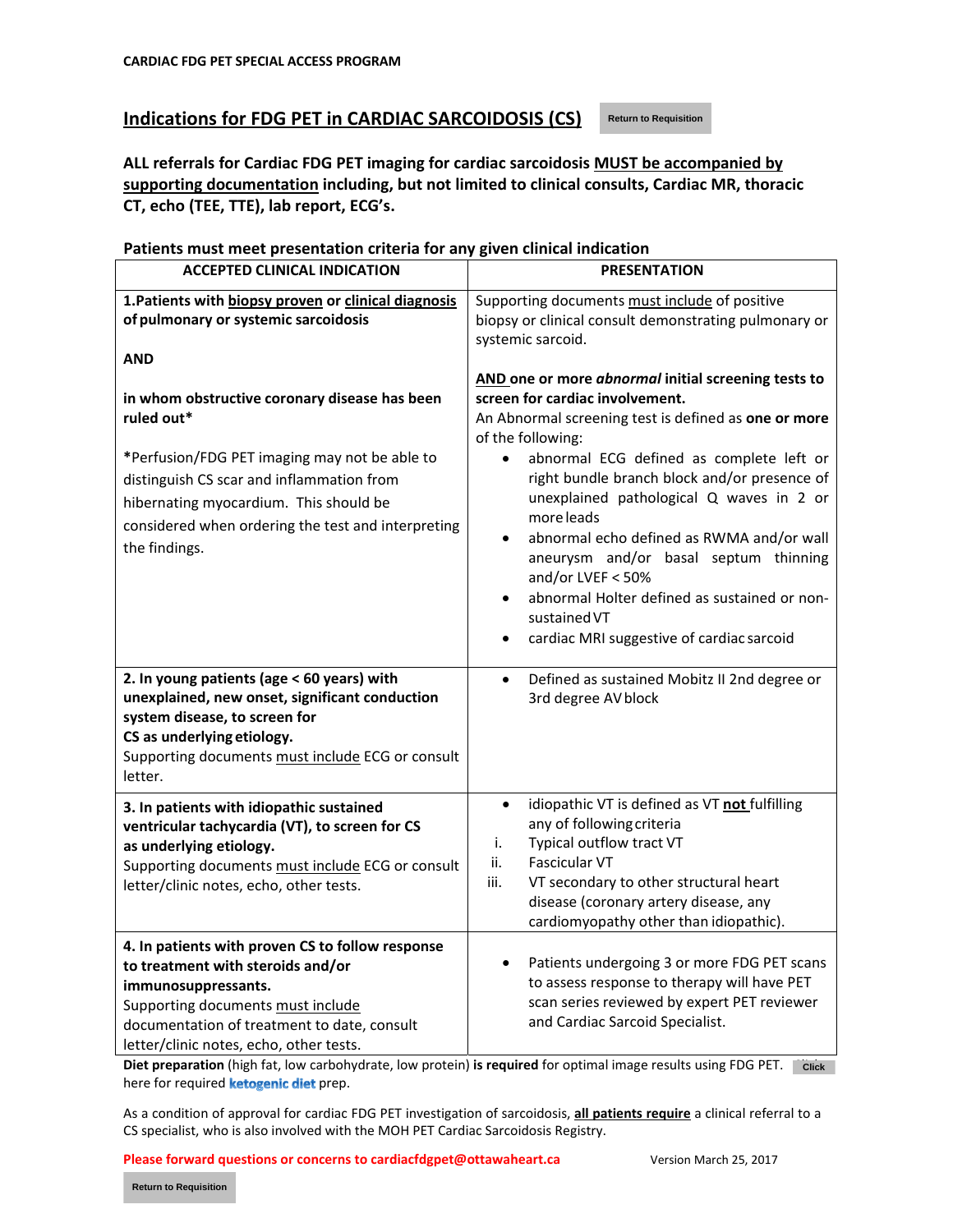CARDIAC FDG PET SPECIAL ACCESS PROGRAM

## Indications for FDG PET in CARDIAC SARCOIDOSIS (CS)

Return to Requisition

**ALL referrals for Cardiac FDG PET imaging for cardiac sarcoidosis MUST be accompanied by supporting documentation including, but not limited to clinical consults, Cardiac MR, thoracic CT, echo (TEE, TTE), lab report, ECG's.**

**Patients must meet presentation criteria for any given clinical indication**

| ACCEPTED CLINICAL INDICATION | PRESENTATION |
|---|---|
| **1.Patients with biopsy proven or clinical diagnosis of pulmonary or systemic sarcoidosis**<br><br>**AND**<br><br>**in whom obstructive coronary disease has been ruled out***<br><br>*Perfusion/FDG PET imaging may not be able to distinguish CS scar and inflammation from hibernating myocardium. This should be considered when ordering the test and interpreting the findings. | Supporting documents must include of positive biopsy or clinical consult demonstrating pulmonary or systemic sarcoid.<br><br>**AND one or more *abnormal* initial screening tests to screen for cardiac involvement.**<br>An Abnormal screening test is defined as **one or more** of the following:<br>• abnormal ECG defined as complete left or right bundle branch block and/or presence of unexplained pathological Q waves in 2 or more leads<br>• abnormal echo defined as RWMA and/or wall aneurysm and/or basal septum thinning and/or LVEF < 50%<br>• abnormal Holter defined as sustained or non-sustained VT<br>• cardiac MRI suggestive of cardiac sarcoid |
| **2. In young patients (age < 60 years) with unexplained, new onset, significant conduction system disease, to screen for CS as underlying etiology.**<br>Supporting documents must include ECG or consult letter. | • Defined as sustained Mobitz II 2nd degree or 3rd degree AV block |
| **3. In patients with idiopathic sustained ventricular tachycardia (VT), to screen for CS as underlying etiology.**<br>Supporting documents must include ECG or consult letter/clinic notes, echo, other tests. | • idiopathic VT is defined as VT **not** fulfilling any of following criteria<br>i. Typical outflow tract VT<br>ii. Fascicular VT<br>iii. VT secondary to other structural heart disease (coronary artery disease, any cardiomyopathy other than idiopathic). |
| **4. In patients with proven CS to follow response to treatment with steroids and/or immunosuppressants.**<br>Supporting documents must include documentation of treatment to date, consult letter/clinic notes, echo, other tests. | • Patients undergoing 3 or more FDG PET scans to assess response to therapy will have PET scan series reviewed by expert PET reviewer and Cardiac Sarcoid Specialist. |

**Diet preparation** (high fat, low carbohydrate, low protein) **is required** for optimal image results using FDG PET. Click here for required **ketogenic diet** prep.

As a condition of approval for cardiac FDG PET investigation of sarcoidosis, **all patients require** a clinical referral to a CS specialist, who is also involved with the MOH PET Cardiac Sarcoidosis Registry.

**Please forward questions or concerns to cardiacfdgpet@ottawaheart.ca** Version March 25, 2017

Return to Requisition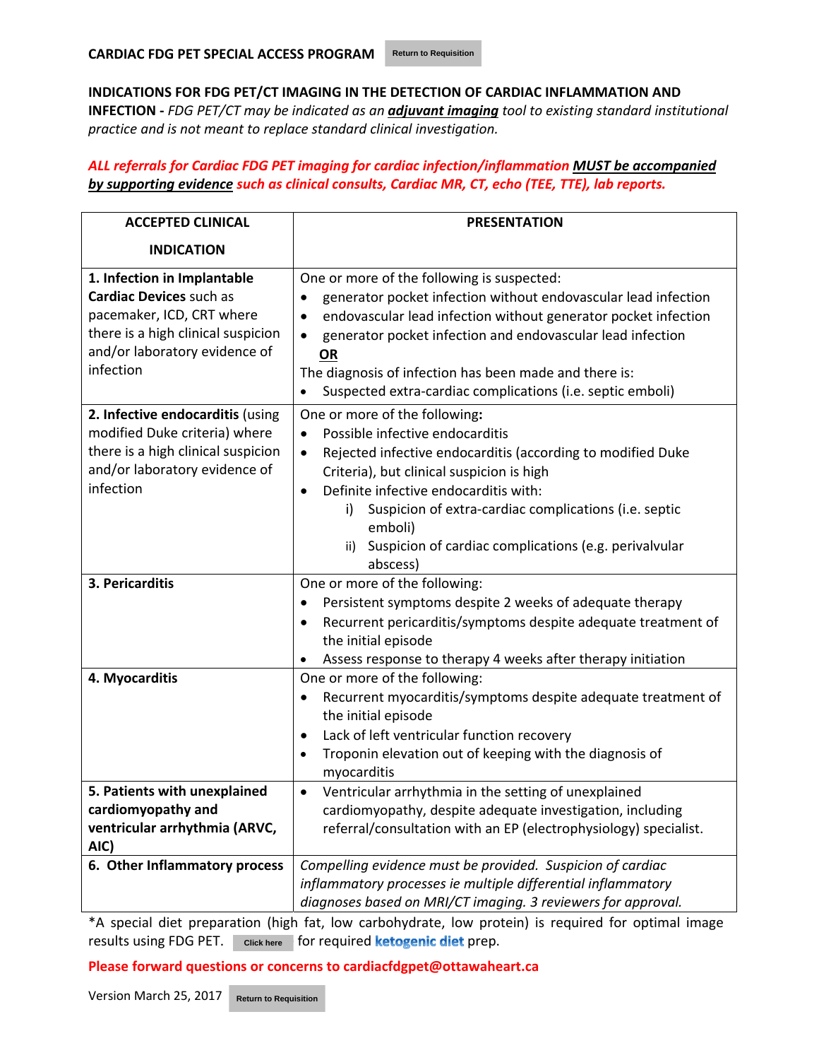## CARDIAC FDG PET SPECIAL ACCESS PROGRAM

Return to Requisition

**INDICATIONS FOR FDG PET/CT IMAGING IN THE DETECTION OF CARDIAC INFLAMMATION AND INFECTION -** *FDG PET/CT may be indicated as an **adjuvant imaging** tool to existing standard institutional practice and is not meant to replace standard clinical investigation.*

***ALL referrals for Cardiac FDG PET imaging for cardiac infection/inflammation MUST be accompanied by supporting evidence such as clinical consults, Cardiac MR, CT, echo (TEE, TTE), lab reports.***

| ACCEPTED CLINICAL INDICATION | PRESENTATION |
|---|---|
| **1. Infection in Implantable Cardiac Devices** such as pacemaker, ICD, CRT where there is a high clinical suspicion and/or laboratory evidence of infection | One or more of the following is suspected:<br>• generator pocket infection without endovascular lead infection<br>• endovascular lead infection without generator pocket infection<br>• generator pocket infection and endovascular lead infection<br>**OR**<br>The diagnosis of infection has been made and there is:<br>• Suspected extra-cardiac complications (i.e. septic emboli) |
| **2. Infective endocarditis** (using modified Duke criteria) where there is a high clinical suspicion and/or laboratory evidence of infection | One or more of the following**:**<br>• Possible infective endocarditis<br>• Rejected infective endocarditis (according to modified Duke Criteria), but clinical suspicion is high<br>• Definite infective endocarditis with:<br>i) Suspicion of extra-cardiac complications (i.e. septic emboli)<br>ii) Suspicion of cardiac complications (e.g. perivalvular abscess) |
| **3. Pericarditis** | One or more of the following:<br>• Persistent symptoms despite 2 weeks of adequate therapy<br>• Recurrent pericarditis/symptoms despite adequate treatment of the initial episode<br>• Assess response to therapy 4 weeks after therapy initiation |
| **4. Myocarditis** | One or more of the following:<br>• Recurrent myocarditis/symptoms despite adequate treatment of the initial episode<br>• Lack of left ventricular function recovery<br>• Troponin elevation out of keeping with the diagnosis of myocarditis |
| **5. Patients with unexplained cardiomyopathy and ventricular arrhythmia (ARVC, AIC)** | • Ventricular arrhythmia in the setting of unexplained cardiomyopathy, despite adequate investigation, including referral/consultation with an EP (electrophysiology) specialist. |
| **6. Other Inflammatory process** | *Compelling evidence must be provided. Suspicion of cardiac inflammatory processes ie multiple differential inflammatory diagnoses based on MRI/CT imaging. 3 reviewers for approval.* |

*A special diet preparation (high fat, low carbohydrate, low protein) is required for optimal image results using FDG PET. Click here for required **ketogenic diet** prep.

**Please forward questions or concerns to cardiacfdgpet@ottawaheart.ca**

Version March 25, 2017 Return to Requisition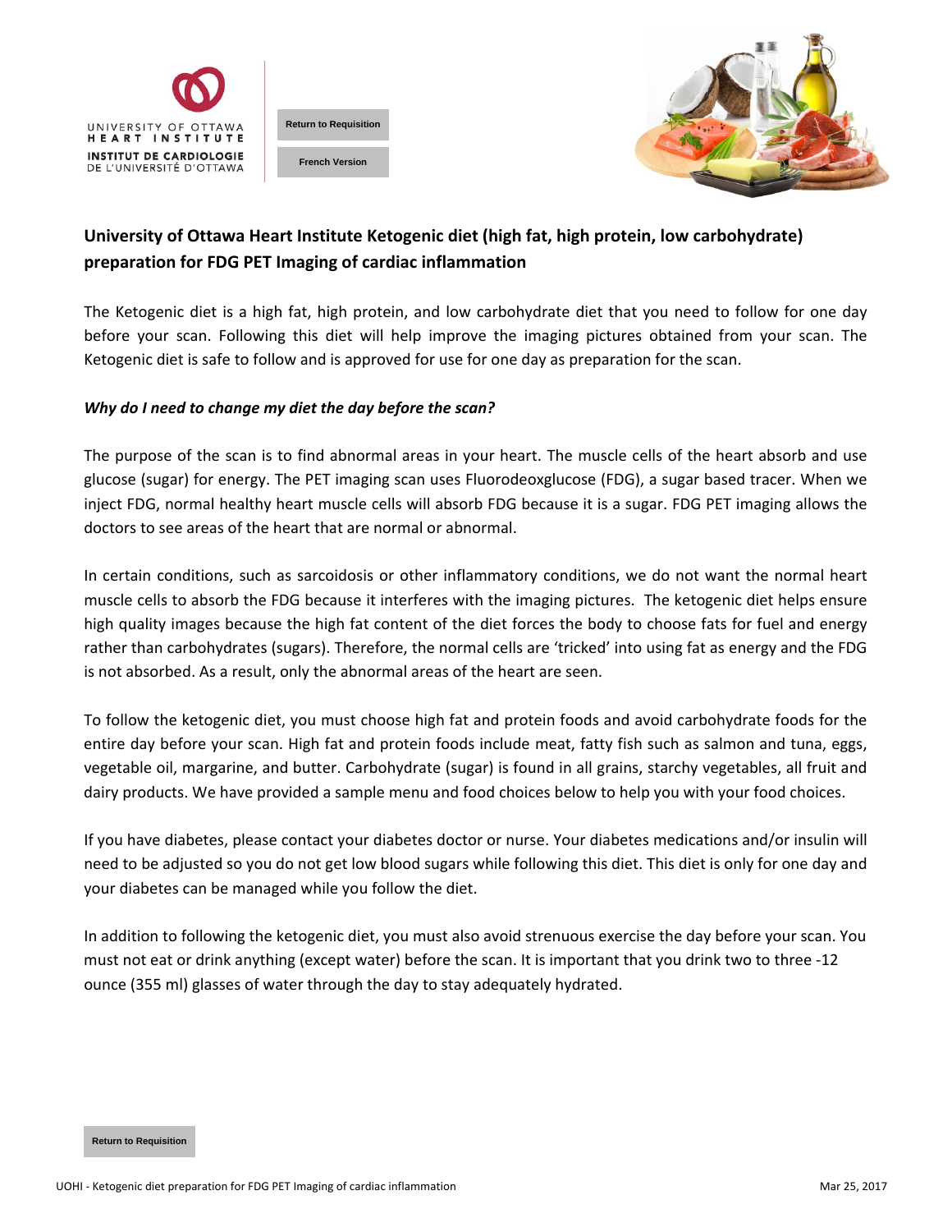Return to Requisition

French Version

# University of Ottawa Heart Institute Ketogenic diet (high fat, high protein, low carbohydrate) preparation for FDG PET Imaging of cardiac inflammation

The Ketogenic diet is a high fat, high protein, and low carbohydrate diet that you need to follow for one day before your scan. Following this diet will help improve the imaging pictures obtained from your scan. The Ketogenic diet is safe to follow and is approved for use for one day as preparation for the scan.

***Why do I need to change my diet the day before the scan?***

The purpose of the scan is to find abnormal areas in your heart. The muscle cells of the heart absorb and use glucose (sugar) for energy. The PET imaging scan uses Fluorodeoxglucose (FDG), a sugar based tracer. When we inject FDG, normal healthy heart muscle cells will absorb FDG because it is a sugar. FDG PET imaging allows the doctors to see areas of the heart that are normal or abnormal.

In certain conditions, such as sarcoidosis or other inflammatory conditions, we do not want the normal heart muscle cells to absorb the FDG because it interferes with the imaging pictures. The ketogenic diet helps ensure high quality images because the high fat content of the diet forces the body to choose fats for fuel and energy rather than carbohydrates (sugars). Therefore, the normal cells are 'tricked' into using fat as energy and the FDG is not absorbed. As a result, only the abnormal areas of the heart are seen.

To follow the ketogenic diet, you must choose high fat and protein foods and avoid carbohydrate foods for the entire day before your scan. High fat and protein foods include meat, fatty fish such as salmon and tuna, eggs, vegetable oil, margarine, and butter. Carbohydrate (sugar) is found in all grains, starchy vegetables, all fruit and dairy products. We have provided a sample menu and food choices below to help you with your food choices.

If you have diabetes, please contact your diabetes doctor or nurse. Your diabetes medications and/or insulin will need to be adjusted so you do not get low blood sugars while following this diet. This diet is only for one day and your diabetes can be managed while you follow the diet.

In addition to following the ketogenic diet, you must also avoid strenuous exercise the day before your scan. You must not eat or drink anything (except water) before the scan. It is important that you drink two to three -12 ounce (355 ml) glasses of water through the day to stay adequately hydrated.

Return to Requisition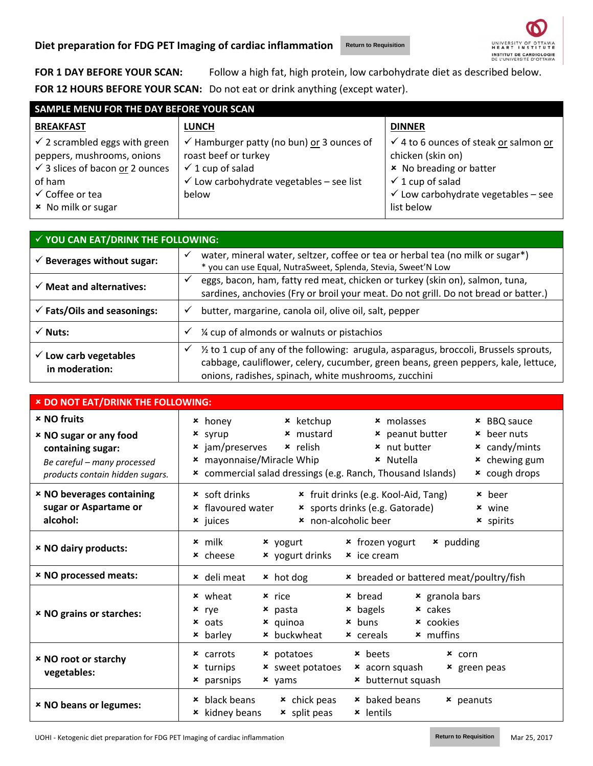# Diet preparation for FDG PET Imaging of cardiac inflammation

Return to Requisition

**FOR 1 DAY BEFORE YOUR SCAN:** Follow a high fat, high protein, low carbohydrate diet as described below.

**FOR 12 HOURS BEFORE YOUR SCAN:** Do not eat or drink anything (except water).

| SAMPLE MENU FOR THE DAY BEFORE YOUR SCAN | | |
|---|---|---|
| **BREAKFAST** | **LUNCH** | **DINNER** |
| ✓ 2 scrambled eggs with green peppers, mushrooms, onions<br>✓ 3 slices of bacon or 2 ounces of ham<br>✓ Coffee or tea<br>× No milk or sugar | ✓ Hamburger patty (no bun) or 3 ounces of roast beef or turkey<br>✓ 1 cup of salad<br>✓ Low carbohydrate vegetables – see list below | ✓ 4 to 6 ounces of steak or salmon or chicken (skin on)<br>× No breading or batter<br>✓ 1 cup of salad<br>✓ Low carbohydrate vegetables – see list below |

| ✓ YOU CAN EAT/DRINK THE FOLLOWING: | |
|---|---|
| ✓ **Beverages without sugar:** | ✓ water, mineral water, seltzer, coffee or tea or herbal tea (no milk or sugar*)<br>* you can use Equal, NutraSweet, Splenda, Stevia, Sweet'N Low |
| ✓ **Meat and alternatives:** | ✓ eggs, bacon, ham, fatty red meat, chicken or turkey (skin on), salmon, tuna, sardines, anchovies (Fry or broil your meat. Do not grill. Do not bread or batter.) |
| ✓ **Fats/Oils and seasonings:** | ✓ butter, margarine, canola oil, olive oil, salt, pepper |
| ✓ **Nuts:** | ✓ ¼ cup of almonds or walnuts or pistachios |
| ✓ **Low carb vegetables in moderation:** | ✓ ½ to 1 cup of any of the following: arugula, asparagus, broccoli, Brussels sprouts, cabbage, cauliflower, celery, cucumber, green beans, green peppers, kale, lettuce, onions, radishes, spinach, white mushrooms, zucchini |

| × DO NOT EAT/DRINK THE FOLLOWING: | |
|---|---|
| × **NO fruits**<br>× **NO sugar or any food containing sugar:**<br>*Be careful – many processed products contain hidden sugars.* | × honey × ketchup × molasses × BBQ sauce<br>× syrup × mustard × peanut butter × beer nuts<br>× jam/preserves × relish × nut butter × candy/mints<br>× mayonnaise/Miracle Whip × Nutella × chewing gum<br>× commercial salad dressings (e.g. Ranch, Thousand Islands) × cough drops |
| × **NO beverages containing sugar or Aspartame or alcohol:** | × soft drinks × fruit drinks (e.g. Kool-Aid, Tang) × beer<br>× flavoured water × sports drinks (e.g. Gatorade) × wine<br>× juices × non-alcoholic beer × spirits |
| × **NO dairy products:** | × milk × yogurt × frozen yogurt × pudding<br>× cheese × yogurt drinks × ice cream |
| × **NO processed meats:** | × deli meat × hot dog × breaded or battered meat/poultry/fish |
| × **NO grains or starches:** | × wheat × rice × bread × granola bars<br>× rye × pasta × bagels × cakes<br>× oats × quinoa × buns × cookies<br>× barley × buckwheat × cereals × muffins |
| × **NO root or starchy vegetables:** | × carrots × potatoes × beets × corn<br>× turnips × sweet potatoes × acorn squash × green peas<br>× parsnips × yams × butternut squash |
| × **NO beans or legumes:** | × black beans × chick peas × baked beans × peanuts<br>× kidney beans × split peas × lentils |

UOHI - Ketogenic diet preparation for FDG PET Imaging of cardiac inflammation

Return to Requisition

Mar 25, 2017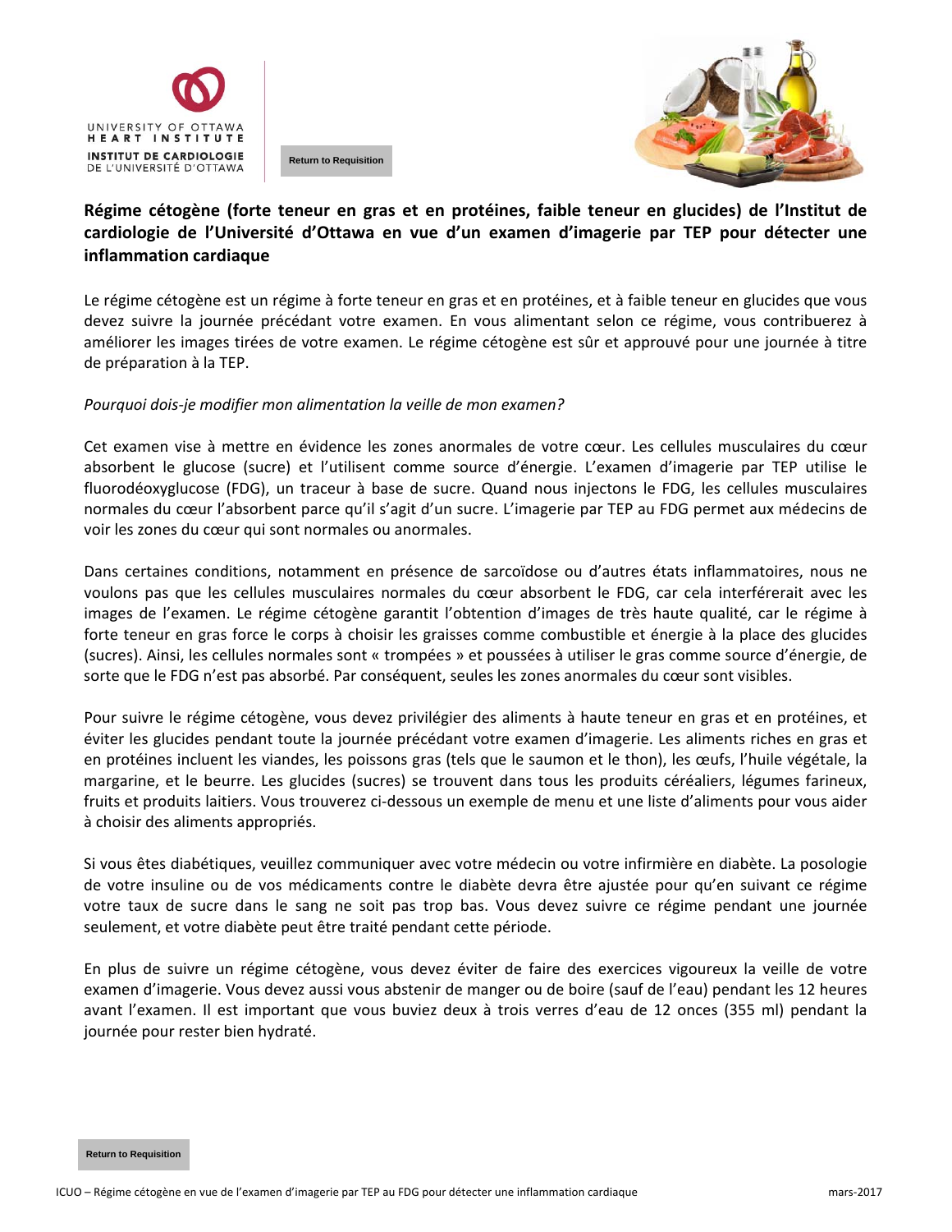Return to Requisition

# Régime cétogène (forte teneur en gras et en protéines, faible teneur en glucides) de l'Institut de cardiologie de l'Université d'Ottawa en vue d'un examen d'imagerie par TEP pour détecter une inflammation cardiaque

Le régime cétogène est un régime à forte teneur en gras et en protéines, et à faible teneur en glucides que vous devez suivre la journée précédant votre examen. En vous alimentant selon ce régime, vous contribuerez à améliorer les images tirées de votre examen. Le régime cétogène est sûr et approuvé pour une journée à titre de préparation à la TEP.

*Pourquoi dois-je modifier mon alimentation la veille de mon examen?*

Cet examen vise à mettre en évidence les zones anormales de votre cœur. Les cellules musculaires du cœur absorbent le glucose (sucre) et l'utilisent comme source d'énergie. L'examen d'imagerie par TEP utilise le fluorodéoxyglucose (FDG), un traceur à base de sucre. Quand nous injectons le FDG, les cellules musculaires normales du cœur l'absorbent parce qu'il s'agit d'un sucre. L'imagerie par TEP au FDG permet aux médecins de voir les zones du cœur qui sont normales ou anormales.

Dans certaines conditions, notamment en présence de sarcoïdose ou d'autres états inflammatoires, nous ne voulons pas que les cellules musculaires normales du cœur absorbent le FDG, car cela interférerait avec les images de l'examen. Le régime cétogène garantit l'obtention d'images de très haute qualité, car le régime à forte teneur en gras force le corps à choisir les graisses comme combustible et énergie à la place des glucides (sucres). Ainsi, les cellules normales sont « trompées » et poussées à utiliser le gras comme source d'énergie, de sorte que le FDG n'est pas absorbé. Par conséquent, seules les zones anormales du cœur sont visibles.

Pour suivre le régime cétogène, vous devez privilégier des aliments à haute teneur en gras et en protéines, et éviter les glucides pendant toute la journée précédant votre examen d'imagerie. Les aliments riches en gras et en protéines incluent les viandes, les poissons gras (tels que le saumon et le thon), les œufs, l'huile végétale, la margarine, et le beurre. Les glucides (sucres) se trouvent dans tous les produits céréaliers, légumes farineux, fruits et produits laitiers. Vous trouverez ci-dessous un exemple de menu et une liste d'aliments pour vous aider à choisir des aliments appropriés.

Si vous êtes diabétiques, veuillez communiquer avec votre médecin ou votre infirmière en diabète. La posologie de votre insuline ou de vos médicaments contre le diabète devra être ajustée pour qu'en suivant ce régime votre taux de sucre dans le sang ne soit pas trop bas. Vous devez suivre ce régime pendant une journée seulement, et votre diabète peut être traité pendant cette période.

En plus de suivre un régime cétogène, vous devez éviter de faire des exercices vigoureux la veille de votre examen d'imagerie. Vous devez aussi vous abstenir de manger ou de boire (sauf de l'eau) pendant les 12 heures avant l'examen. Il est important que vous buviez deux à trois verres d'eau de 12 onces (355 ml) pendant la journée pour rester bien hydraté.

Return to Requisition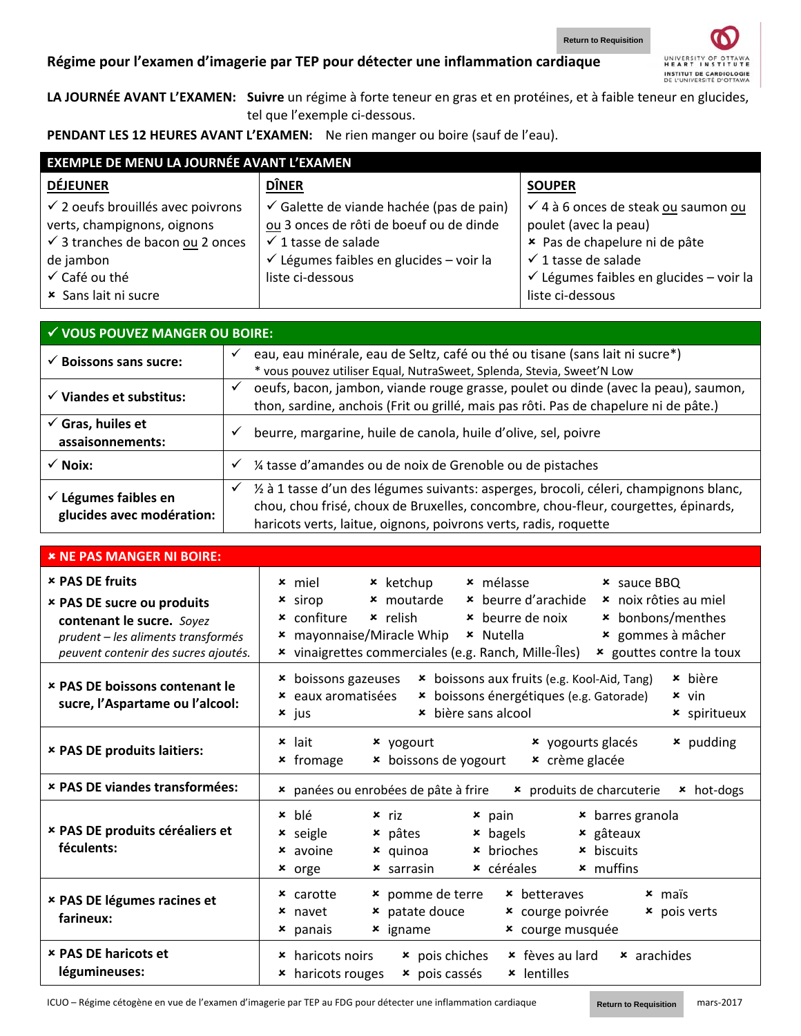## Régime pour l'examen d'imagerie par TEP pour détecter une inflammation cardiaque

**LA JOURNÉE AVANT L'EXAMEN:** **Suivre** un régime à forte teneur en gras et en protéines, et à faible teneur en glucides, tel que l'exemple ci-dessous.

**PENDANT LES 12 HEURES AVANT L'EXAMEN:** Ne rien manger ou boire (sauf de l'eau).

| EXEMPLE DE MENU LA JOURNÉE AVANT L'EXAMEN | | |
|---|---|---|
| **DÉJEUNER** | **DÎNER** | **SOUPER** |
| ✓ 2 oeufs brouillés avec poivrons verts, champignons, oignons<br>✓ 3 tranches de bacon ou 2 onces de jambon<br>✓ Café ou thé<br>× Sans lait ni sucre | ✓ Galette de viande hachée (pas de pain) ou 3 onces de rôti de boeuf ou de dinde<br>✓ 1 tasse de salade<br>✓ Légumes faibles en glucides – voir la liste ci-dessous | ✓ 4 à 6 onces de steak ou saumon ou poulet (avec la peau)<br>× Pas de chapelure ni de pâte<br>✓ 1 tasse de salade<br>✓ Légumes faibles en glucides – voir la liste ci-dessous |

| ✓ VOUS POUVEZ MANGER OU BOIRE: | |
|---|---|
| ✓ **Boissons sans sucre:** | ✓ eau, eau minérale, eau de Seltz, café ou thé ou tisane (sans lait ni sucre*)<br>* vous pouvez utiliser Equal, NutraSweet, Splenda, Stevia, Sweet'N Low |
| ✓ **Viandes et substituts:** | ✓ oeufs, bacon, jambon, viande rouge grasse, poulet ou dinde (avec la peau), saumon, thon, sardine, anchois (Frit ou grillé, mais pas rôti. Pas de chapelure ni de pâte.) |
| ✓ **Gras, huiles et assaisonnements:** | ✓ beurre, margarine, huile de canola, huile d'olive, sel, poivre |
| ✓ **Noix:** | ✓ ¼ tasse d'amandes ou de noix de Grenoble ou de pistaches |
| ✓ **Légumes faibles en glucides avec modération:** | ✓ ½ à 1 tasse d'un des légumes suivants: asperges, brocoli, céleri, champignons blanc, chou, chou frisé, choux de Bruxelles, concombre, chou-fleur, courgettes, épinards, haricots verts, laitue, oignons, poivrons verts, radis, roquette |

| × NE PAS MANGER NI BOIRE: | |
|---|---|
| × **PAS DE fruits**<br>× **PAS DE sucre ou produits contenant le sucre.** *Soyez prudent – les aliments transformés peuvent contenir des sucres ajoutés.* | × miel × ketchup × mélasse × sauce BBQ<br>× sirop × moutarde × beurre d'arachide × noix rôties au miel<br>× confiture × relish × beurre de noix × bonbons/menthes<br>× mayonnaise/Miracle Whip × Nutella × gommes à mâcher<br>× vinaigrettes commerciales (e.g. Ranch, Mille-Îles) × gouttes contre la toux |
| × **PAS DE boissons contenant le sucre, l'Aspartame ou l'alcool:** | × boissons gazeuses × boissons aux fruits (e.g. Kool-Aid, Tang) × bière<br>× eaux aromatisées × boissons énergétiques (e.g. Gatorade) × vin<br>× jus × bière sans alcool × spiritueux |
| × **PAS DE produits laitiers:** | × lait × yogourt × yogourts glacés × pudding<br>× fromage × boissons de yogourt × crème glacée |
| × **PAS DE viandes transformées:** | × panées ou enrobées de pâte à frire × produits de charcuterie × hot-dogs |
| × **PAS DE produits céréaliers et féculents:** | × blé × riz × pain × barres granola<br>× seigle × pâtes × bagels × gâteaux<br>× avoine × quinoa × brioches × biscuits<br>× orge × sarrasin × céréales × muffins |
| × **PAS DE légumes racines et farineux:** | × carotte × pomme de terre × betteraves × maïs<br>× navet × patate douce × courge poivrée × pois verts<br>× panais × igname × courge musquée |
| × **PAS DE haricots et légumineuses:** | × haricots noirs × pois chiches × fèves au lard × arachides<br>× haricots rouges × pois cassés × lentilles |

ICUO – Régime cétogène en vue de l'examen d'imagerie par TEP au FDG pour détecter une inflammation cardiaque — mars-2017